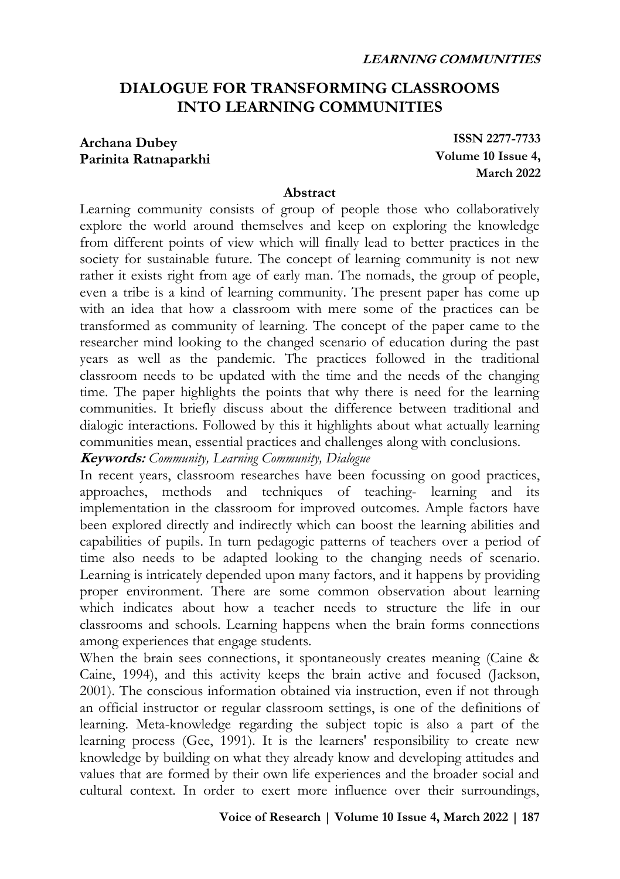# DIALOGUE FOR TRANSFORMING CLASSROOMS INTO LEARNING COMMUNITIES

**Archana Dubey**
**Parinita Ratnaparkhi**

**ISSN 2277-7733**
**Volume 10 Issue 4, March 2022**

## Abstract

Learning community consists of group of people those who collaboratively explore the world around themselves and keep on exploring the knowledge from different points of view which will finally lead to better practices in the society for sustainable future. The concept of learning community is not new rather it exists right from age of early man. The nomads, the group of people, even a tribe is a kind of learning community. The present paper has come up with an idea that how a classroom with mere some of the practices can be transformed as community of learning. The concept of the paper came to the researcher mind looking to the changed scenario of education during the past years as well as the pandemic. The practices followed in the traditional classroom needs to be updated with the time and the needs of the changing time. The paper highlights the points that why there is need for the learning communities. It briefly discuss about the difference between traditional and dialogic interactions. Followed by this it highlights about what actually learning communities mean, essential practices and challenges along with conclusions.

***Keywords:*** *Community, Learning Community, Dialogue*

In recent years, classroom researches have been focussing on good practices, approaches, methods and techniques of teaching- learning and its implementation in the classroom for improved outcomes. Ample factors have been explored directly and indirectly which can boost the learning abilities and capabilities of pupils. In turn pedagogic patterns of teachers over a period of time also needs to be adapted looking to the changing needs of scenario. Learning is intricately depended upon many factors, and it happens by providing proper environment. There are some common observation about learning which indicates about how a teacher needs to structure the life in our classrooms and schools. Learning happens when the brain forms connections among experiences that engage students.

When the brain sees connections, it spontaneously creates meaning (Caine & Caine, 1994), and this activity keeps the brain active and focused (Jackson, 2001). The conscious information obtained via instruction, even if not through an official instructor or regular classroom settings, is one of the definitions of learning. Meta-knowledge regarding the subject topic is also a part of the learning process (Gee, 1991). It is the learners' responsibility to create new knowledge by building on what they already know and developing attitudes and values that are formed by their own life experiences and the broader social and cultural context. In order to exert more influence over their surroundings,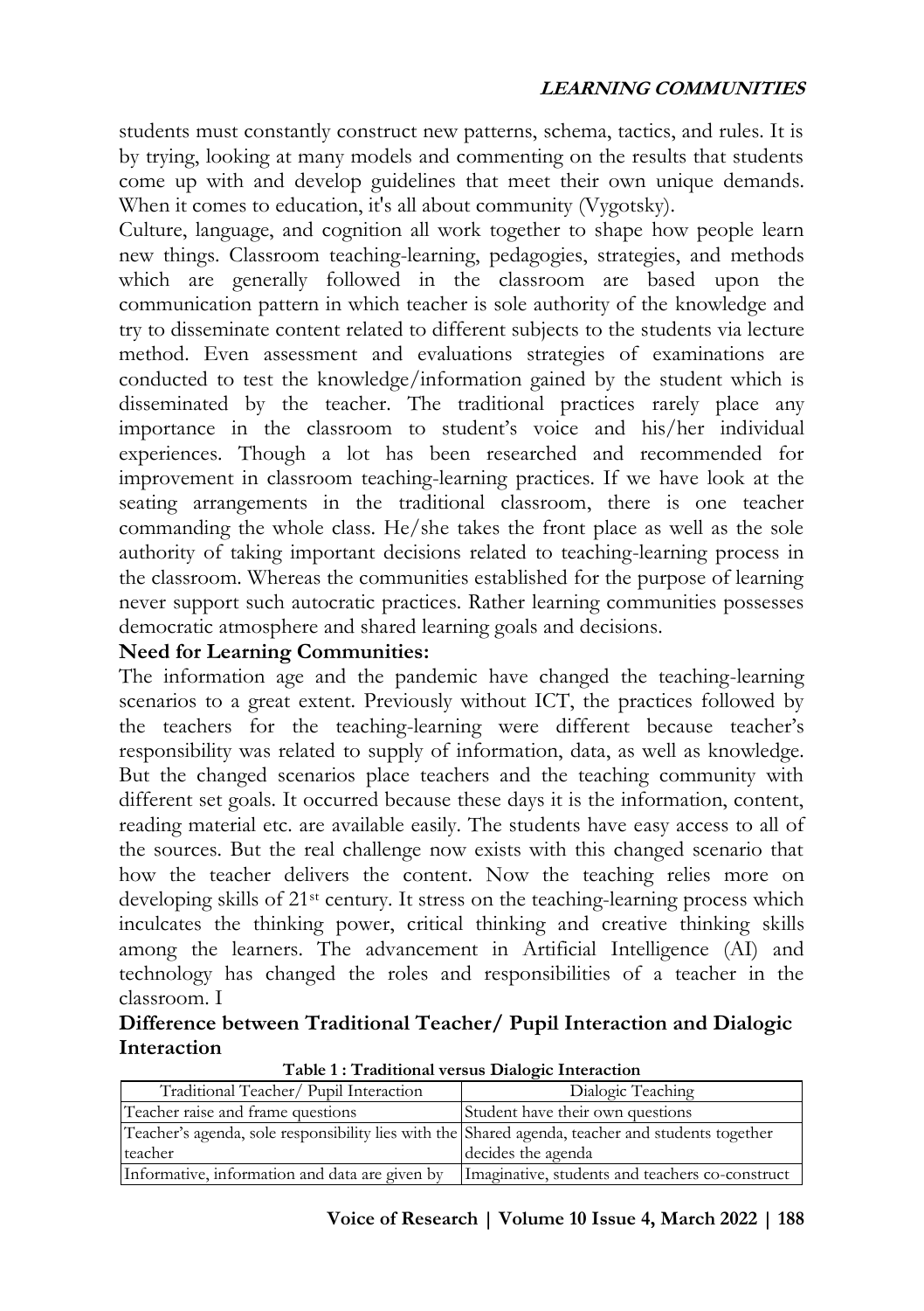students must constantly construct new patterns, schema, tactics, and rules. It is by trying, looking at many models and commenting on the results that students come up with and develop guidelines that meet their own unique demands. When it comes to education, it's all about community (Vygotsky).

Culture, language, and cognition all work together to shape how people learn new things. Classroom teaching-learning, pedagogies, strategies, and methods which are generally followed in the classroom are based upon the communication pattern in which teacher is sole authority of the knowledge and try to disseminate content related to different subjects to the students via lecture method. Even assessment and evaluations strategies of examinations are conducted to test the knowledge/information gained by the student which is disseminated by the teacher. The traditional practices rarely place any importance in the classroom to student's voice and his/her individual experiences. Though a lot has been researched and recommended for improvement in classroom teaching-learning practices. If we have look at the seating arrangements in the traditional classroom, there is one teacher commanding the whole class. He/she takes the front place as well as the sole authority of taking important decisions related to teaching-learning process in the classroom. Whereas the communities established for the purpose of learning never support such autocratic practices. Rather learning communities possesses democratic atmosphere and shared learning goals and decisions.

**Need for Learning Communities:**

The information age and the pandemic have changed the teaching-learning scenarios to a great extent. Previously without ICT, the practices followed by the teachers for the teaching-learning were different because teacher's responsibility was related to supply of information, data, as well as knowledge. But the changed scenarios place teachers and the teaching community with different set goals. It occurred because these days it is the information, content, reading material etc. are available easily. The students have easy access to all of the sources. But the real challenge now exists with this changed scenario that how the teacher delivers the content. Now the teaching relies more on developing skills of 21st century. It stress on the teaching-learning process which inculcates the thinking power, critical thinking and creative thinking skills among the learners. The advancement in Artificial Intelligence (AI) and technology has changed the roles and responsibilities of a teacher in the classroom. I

## Difference between Traditional Teacher/ Pupil Interaction and Dialogic Interaction

**Table 1 : Traditional versus Dialogic Interaction**

| Traditional Teacher/ Pupil Interaction | Dialogic Teaching |
|---|---|
| Teacher raise and frame questions | Student have their own questions |
| Teacher's agenda, sole responsibility lies with the teacher | Shared agenda, teacher and students together decides the agenda |
| Informative, information and data are given by | Imaginative, students and teachers co-construct |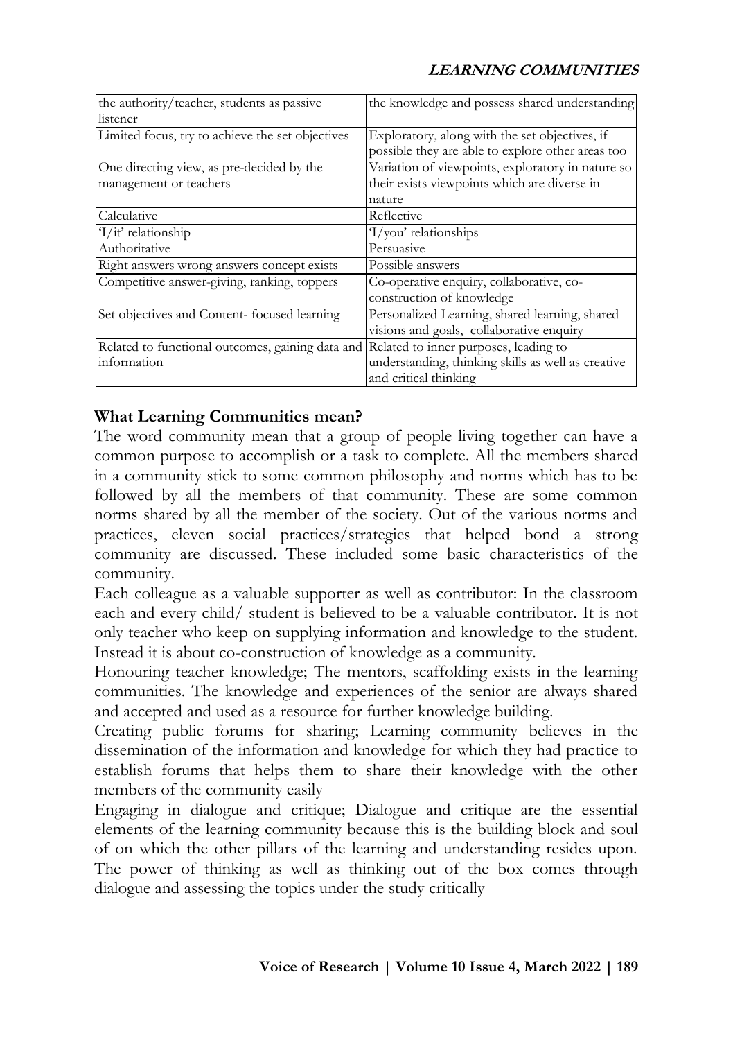| | |
|---|---|
| the authority/teacher, students as passive listener | the knowledge and possess shared understanding |
| Limited focus, try to achieve the set objectives | Exploratory, along with the set objectives, if possible they are able to explore other areas too |
| One directing view, as pre-decided by the management or teachers | Variation of viewpoints, exploratory in nature so their exists viewpoints which are diverse in nature |
| Calculative | Reflective |
| 'I/it' relationship | 'I/you' relationships |
| Authoritative | Persuasive |
| Right answers wrong answers concept exists | Possible answers |
| Competitive answer-giving, ranking, toppers | Co-operative enquiry, collaborative, co-construction of knowledge |
| Set objectives and Content- focused learning | Personalized Learning, shared learning, shared visions and goals, collaborative enquiry |
| Related to functional outcomes, gaining data and information | Related to inner purposes, leading to understanding, thinking skills as well as creative and critical thinking |

**What Learning Communities mean?**

The word community mean that a group of people living together can have a common purpose to accomplish or a task to complete. All the members shared in a community stick to some common philosophy and norms which has to be followed by all the members of that community. These are some common norms shared by all the member of the society. Out of the various norms and practices, eleven social practices/strategies that helped bond a strong community are discussed. These included some basic characteristics of the community.

Each colleague as a valuable supporter as well as contributor: In the classroom each and every child/ student is believed to be a valuable contributor. It is not only teacher who keep on supplying information and knowledge to the student. Instead it is about co-construction of knowledge as a community.

Honouring teacher knowledge; The mentors, scaffolding exists in the learning communities. The knowledge and experiences of the senior are always shared and accepted and used as a resource for further knowledge building.

Creating public forums for sharing; Learning community believes in the dissemination of the information and knowledge for which they had practice to establish forums that helps them to share their knowledge with the other members of the community easily

Engaging in dialogue and critique; Dialogue and critique are the essential elements of the learning community because this is the building block and soul of on which the other pillars of the learning and understanding resides upon. The power of thinking as well as thinking out of the box comes through dialogue and assessing the topics under the study critically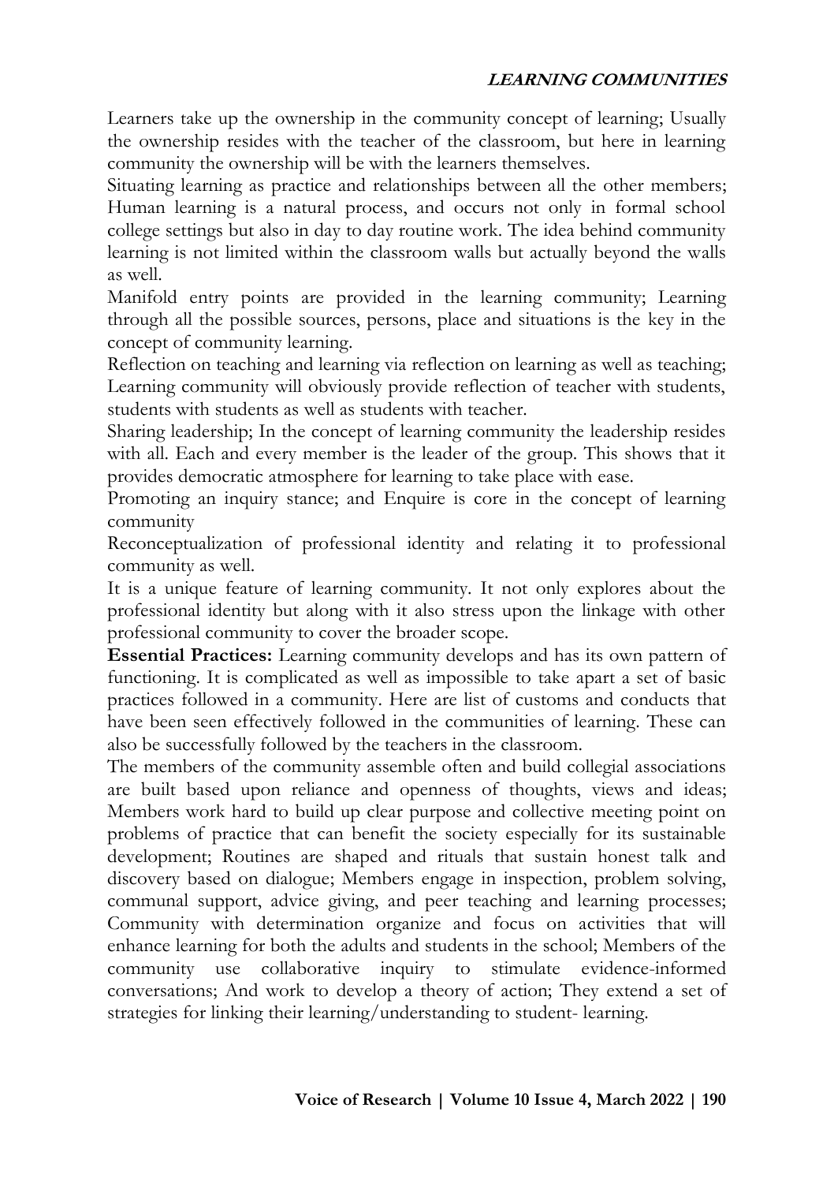Learners take up the ownership in the community concept of learning; Usually the ownership resides with the teacher of the classroom, but here in learning community the ownership will be with the learners themselves.

Situating learning as practice and relationships between all the other members; Human learning is a natural process, and occurs not only in formal school college settings but also in day to day routine work. The idea behind community learning is not limited within the classroom walls but actually beyond the walls as well.

Manifold entry points are provided in the learning community; Learning through all the possible sources, persons, place and situations is the key in the concept of community learning.

Reflection on teaching and learning via reflection on learning as well as teaching; Learning community will obviously provide reflection of teacher with students, students with students as well as students with teacher.

Sharing leadership; In the concept of learning community the leadership resides with all. Each and every member is the leader of the group. This shows that it provides democratic atmosphere for learning to take place with ease.

Promoting an inquiry stance; and Enquire is core in the concept of learning community

Reconceptualization of professional identity and relating it to professional community as well.

It is a unique feature of learning community. It not only explores about the professional identity but along with it also stress upon the linkage with other professional community to cover the broader scope.

**Essential Practices:** Learning community develops and has its own pattern of functioning. It is complicated as well as impossible to take apart a set of basic practices followed in a community. Here are list of customs and conducts that have been seen effectively followed in the communities of learning. These can also be successfully followed by the teachers in the classroom.

The members of the community assemble often and build collegial associations are built based upon reliance and openness of thoughts, views and ideas; Members work hard to build up clear purpose and collective meeting point on problems of practice that can benefit the society especially for its sustainable development; Routines are shaped and rituals that sustain honest talk and discovery based on dialogue; Members engage in inspection, problem solving, communal support, advice giving, and peer teaching and learning processes; Community with determination organize and focus on activities that will enhance learning for both the adults and students in the school; Members of the community use collaborative inquiry to stimulate evidence-informed conversations; And work to develop a theory of action; They extend a set of strategies for linking their learning/understanding to student- learning.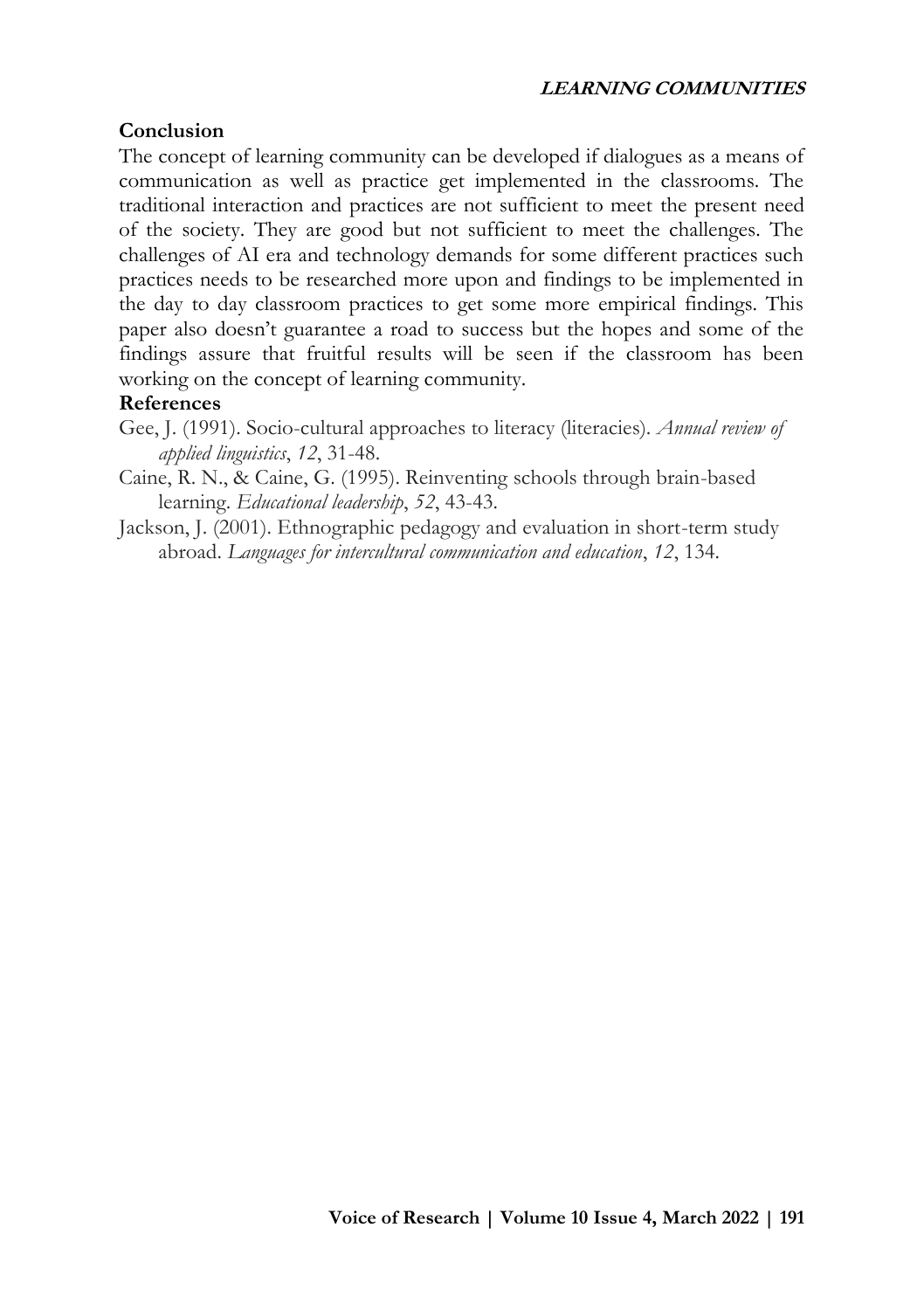## Conclusion

The concept of learning community can be developed if dialogues as a means of communication as well as practice get implemented in the classrooms. The traditional interaction and practices are not sufficient to meet the present need of the society. They are good but not sufficient to meet the challenges. The challenges of AI era and technology demands for some different practices such practices needs to be researched more upon and findings to be implemented in the day to day classroom practices to get some more empirical findings. This paper also doesn't guarantee a road to success but the hopes and some of the findings assure that fruitful results will be seen if the classroom has been working on the concept of learning community.

## References

Gee, J. (1991). Socio-cultural approaches to literacy (literacies). *Annual review of applied linguistics*, *12*, 31-48.

Caine, R. N., & Caine, G. (1995). Reinventing schools through brain-based learning. *Educational leadership*, *52*, 43-43.

Jackson, J. (2001). Ethnographic pedagogy and evaluation in short-term study abroad. *Languages for intercultural communication and education*, *12*, 134.